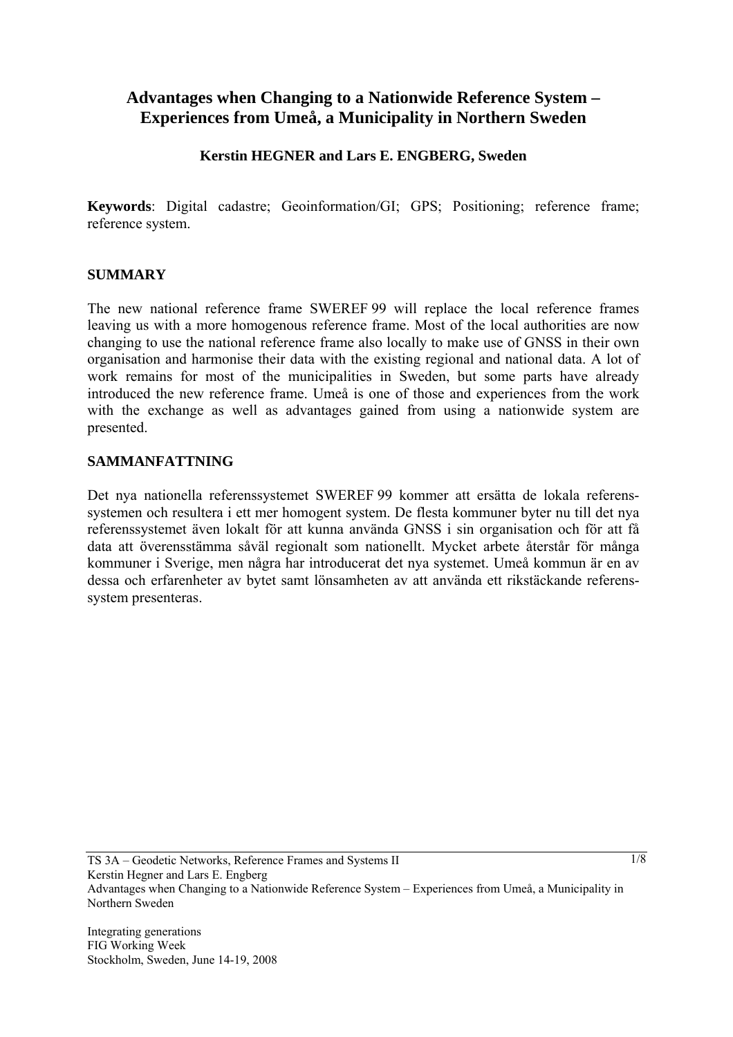# Advantages when Changing to a Nationwide Reference System – Experiences from Umeå, a Municipality in Northern Sweden

**Kerstin HEGNER and Lars E. ENGBERG, Sweden**

**Keywords**: Digital cadastre; Geoinformation/GI; GPS; Positioning; reference frame; reference system.

## SUMMARY

The new national reference frame SWEREF 99 will replace the local reference frames leaving us with a more homogenous reference frame. Most of the local authorities are now changing to use the national reference frame also locally to make use of GNSS in their own organisation and harmonise their data with the existing regional and national data. A lot of work remains for most of the municipalities in Sweden, but some parts have already introduced the new reference frame. Umeå is one of those and experiences from the work with the exchange as well as advantages gained from using a nationwide system are presented.

## SAMMANFATTNING

Det nya nationella referenssystemet SWEREF 99 kommer att ersätta de lokala referens-systemen och resultera i ett mer homogent system. De flesta kommuner byter nu till det nya referenssystemet även lokalt för att kunna använda GNSS i sin organisation och för att få data att överensstämma såväl regionalt som nationellt. Mycket arbete återstår för många kommuner i Sverige, men några har introducerat det nya systemet. Umeå kommun är en av dessa och erfarenheter av bytet samt lönsamheten av att använda ett rikstäckande referens-system presenteras.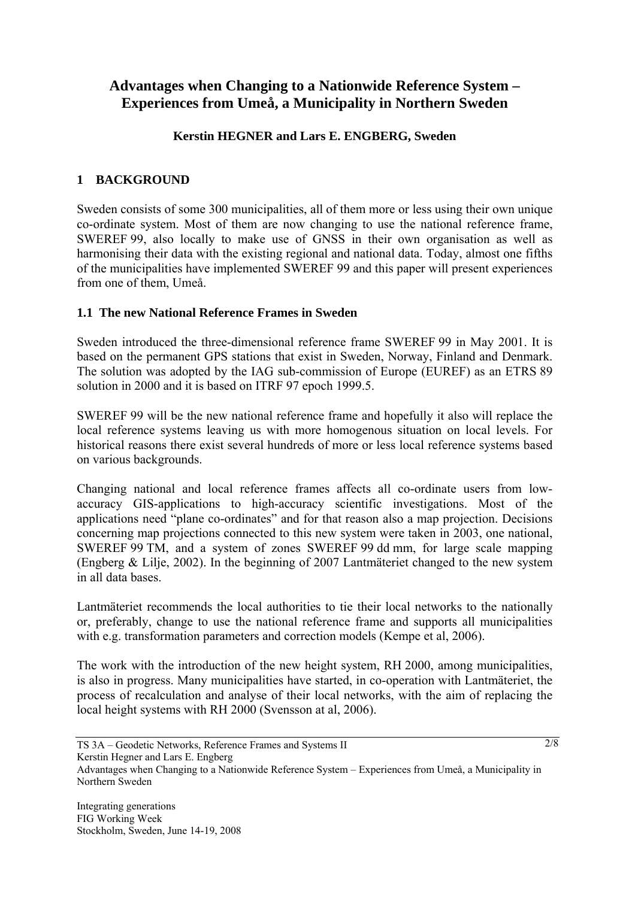# Advantages when Changing to a Nationwide Reference System – Experiences from Umeå, a Municipality in Northern Sweden

**Kerstin HEGNER and Lars E. ENGBERG, Sweden**

## 1 BACKGROUND

Sweden consists of some 300 municipalities, all of them more or less using their own unique co-ordinate system. Most of them are now changing to use the national reference frame, SWEREF 99, also locally to make use of GNSS in their own organisation as well as harmonising their data with the existing regional and national data. Today, almost one fifths of the municipalities have implemented SWEREF 99 and this paper will present experiences from one of them, Umeå.

### 1.1 The new National Reference Frames in Sweden

Sweden introduced the three-dimensional reference frame SWEREF 99 in May 2001. It is based on the permanent GPS stations that exist in Sweden, Norway, Finland and Denmark. The solution was adopted by the IAG sub-commission of Europe (EUREF) as an ETRS 89 solution in 2000 and it is based on ITRF 97 epoch 1999.5.

SWEREF 99 will be the new national reference frame and hopefully it also will replace the local reference systems leaving us with more homogenous situation on local levels. For historical reasons there exist several hundreds of more or less local reference systems based on various backgrounds.

Changing national and local reference frames affects all co-ordinate users from low-accuracy GIS-applications to high-accuracy scientific investigations. Most of the applications need "plane co-ordinates" and for that reason also a map projection. Decisions concerning map projections connected to this new system were taken in 2003, one national, SWEREF 99 TM, and a system of zones SWEREF 99 dd mm, for large scale mapping (Engberg & Lilje, 2002). In the beginning of 2007 Lantmäteriet changed to the new system in all data bases.

Lantmäteriet recommends the local authorities to tie their local networks to the nationally or, preferably, change to use the national reference frame and supports all municipalities with e.g. transformation parameters and correction models (Kempe et al, 2006).

The work with the introduction of the new height system, RH 2000, among municipalities, is also in progress. Many municipalities have started, in co-operation with Lantmäteriet, the process of recalculation and analyse of their local networks, with the aim of replacing the local height systems with RH 2000 (Svensson at al, 2006).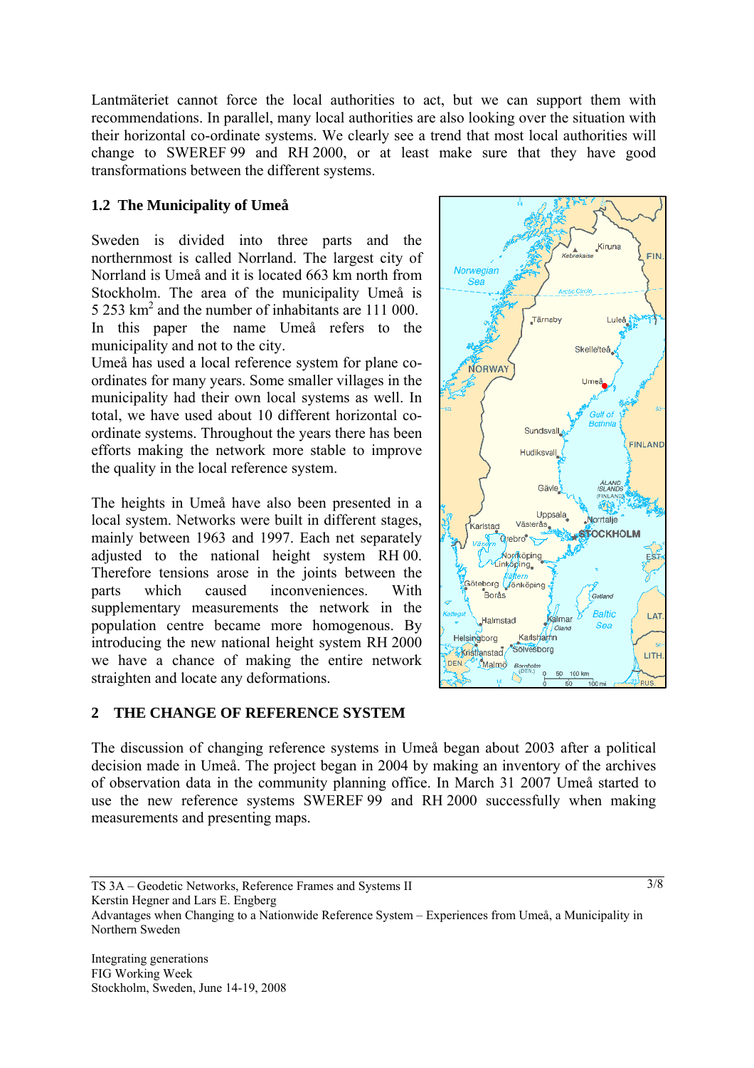Lantmäteriet cannot force the local authorities to act, but we can support them with recommendations. In parallel, many local authorities are also looking over the situation with their horizontal co-ordinate systems. We clearly see a trend that most local authorities will change to SWEREF 99 and RH 2000, or at least make sure that they have good transformations between the different systems.

### 1.2 The Municipality of Umeå

Sweden is divided into three parts and the northernmost is called Norrland. The largest city of Norrland is Umeå and it is located 663 km north from Stockholm. The area of the municipality Umeå is 5 253 km$^2$ and the number of inhabitants are 111 000. In this paper the name Umeå refers to the municipality and not to the city.
Umeå has used a local reference system for plane co-ordinates for many years. Some smaller villages in the municipality had their own local systems as well. In total, we have used about 10 different horizontal co-ordinate systems. Throughout the years there has been efforts making the network more stable to improve the quality in the local reference system.

The heights in Umeå have also been presented in a local system. Networks were built in different stages, mainly between 1963 and 1997. Each net separately adjusted to the national height system RH 00. Therefore tensions arose in the joints between the parts which caused inconveniences. With supplementary measurements the network in the population centre became more homogenous. By introducing the new national height system RH 2000 we have a chance of making the entire network straighten and locate any deformations.

## 2 THE CHANGE OF REFERENCE SYSTEM

The discussion of changing reference systems in Umeå began about 2003 after a political decision made in Umeå. The project began in 2004 by making an inventory of the archives of observation data in the community planning office. In March 31 2007 Umeå started to use the new reference systems SWEREF 99 and RH 2000 successfully when making measurements and presenting maps.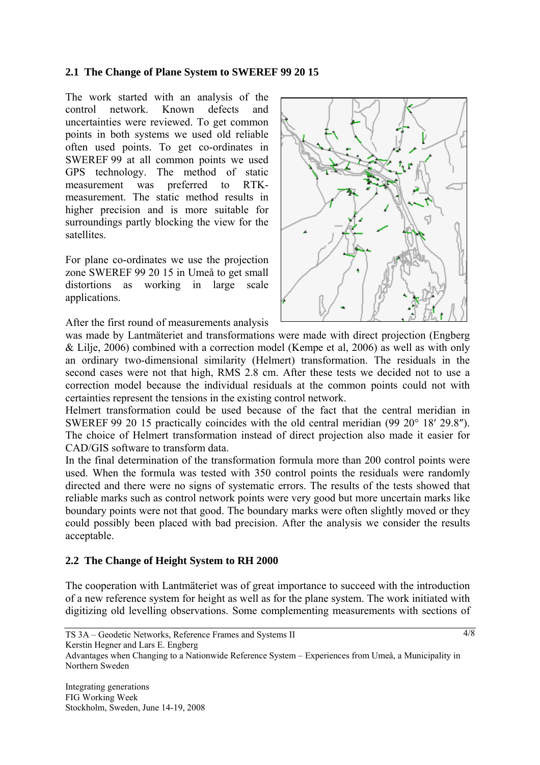## 2.1 The Change of Plane System to SWEREF 99 20 15

The work started with an analysis of the control network. Known defects and uncertainties were reviewed. To get common points in both systems we used old reliable often used points. To get co-ordinates in SWEREF 99 at all common points we used GPS technology. The method of static measurement was preferred to RTK-measurement. The static method results in higher precision and is more suitable for surroundings partly blocking the view for the satellites.

For plane co-ordinates we use the projection zone SWEREF 99 20 15 in Umeå to get small distortions as working in large scale applications.

After the first round of measurements analysis was made by Lantmäteriet and transformations were made with direct projection (Engberg & Lilje, 2006) combined with a correction model (Kempe et al, 2006) as well as with only an ordinary two-dimensional similarity (Helmert) transformation. The residuals in the second cases were not that high, RMS 2.8 cm. After these tests we decided not to use a correction model because the individual residuals at the common points could not with certainties represent the tensions in the existing control network.

Helmert transformation could be used because of the fact that the central meridian in SWEREF 99 20 15 practically coincides with the old central meridian (99 20° 18′ 29.8″). The choice of Helmert transformation instead of direct projection also made it easier for CAD/GIS software to transform data.

In the final determination of the transformation formula more than 200 control points were used. When the formula was tested with 350 control points the residuals were randomly directed and there were no signs of systematic errors. The results of the tests showed that reliable marks such as control network points were very good but more uncertain marks like boundary points were not that good. The boundary marks were often slightly moved or they could possibly been placed with bad precision. After the analysis we consider the results acceptable.

## 2.2 The Change of Height System to RH 2000

The cooperation with Lantmäteriet was of great importance to succeed with the introduction of a new reference system for height as well as for the plane system. The work initiated with digitizing old levelling observations. Some complementing measurements with sections of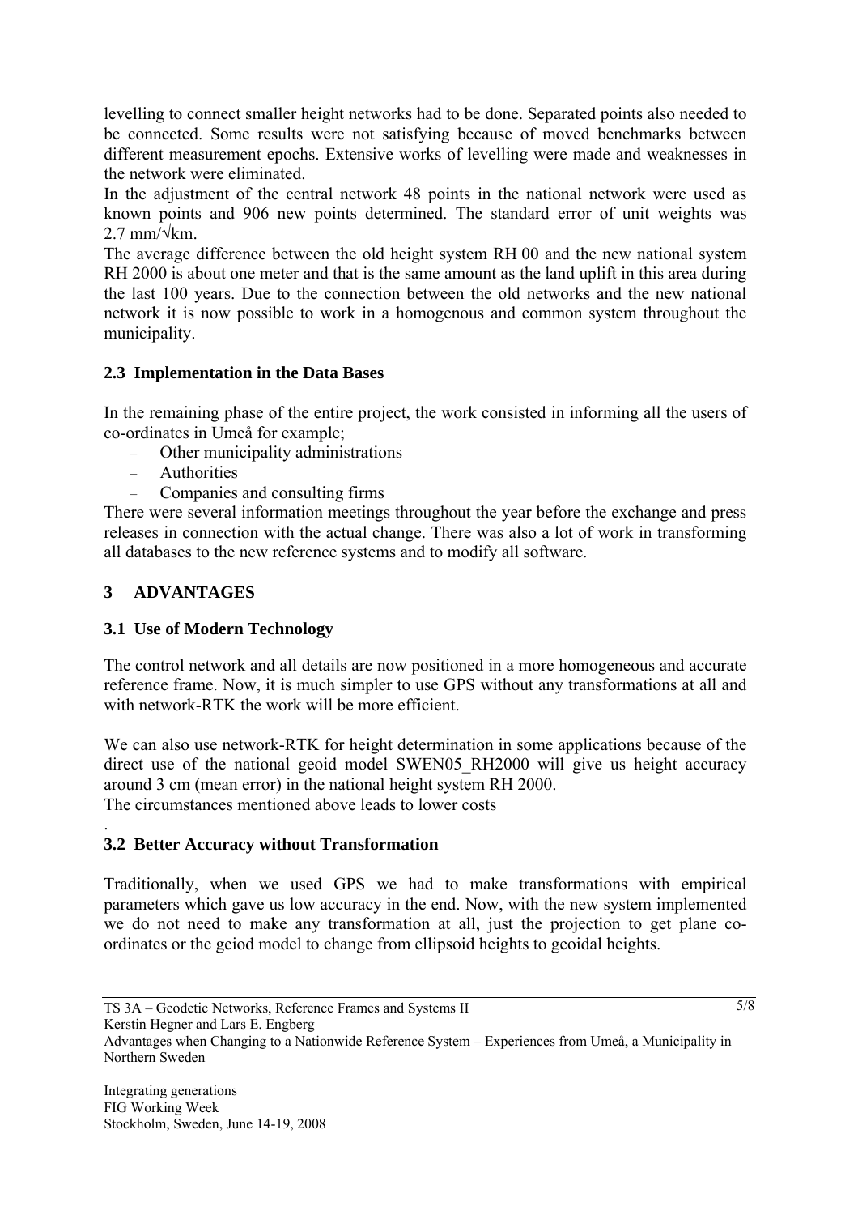levelling to connect smaller height networks had to be done. Separated points also needed to be connected. Some results were not satisfying because of moved benchmarks between different measurement epochs. Extensive works of levelling were made and weaknesses in the network were eliminated.

In the adjustment of the central network 48 points in the national network were used as known points and 906 new points determined. The standard error of unit weights was 2.7 mm/√km.

The average difference between the old height system RH 00 and the new national system RH 2000 is about one meter and that is the same amount as the land uplift in this area during the last 100 years. Due to the connection between the old networks and the new national network it is now possible to work in a homogenous and common system throughout the municipality.

### 2.3 Implementation in the Data Bases

In the remaining phase of the entire project, the work consisted in informing all the users of co-ordinates in Umeå for example;

- Other municipality administrations
- Authorities
- Companies and consulting firms

There were several information meetings throughout the year before the exchange and press releases in connection with the actual change. There was also a lot of work in transforming all databases to the new reference systems and to modify all software.

## 3 ADVANTAGES

### 3.1 Use of Modern Technology

The control network and all details are now positioned in a more homogeneous and accurate reference frame. Now, it is much simpler to use GPS without any transformations at all and with network-RTK the work will be more efficient.

We can also use network-RTK for height determination in some applications because of the direct use of the national geoid model SWEN05_RH2000 will give us height accuracy around 3 cm (mean error) in the national height system RH 2000.

The circumstances mentioned above leads to lower costs

.

### 3.2 Better Accuracy without Transformation

Traditionally, when we used GPS we had to make transformations with empirical parameters which gave us low accuracy in the end. Now, with the new system implemented we do not need to make any transformation at all, just the projection to get plane co-ordinates or the geiod model to change from ellipsoid heights to geoidal heights.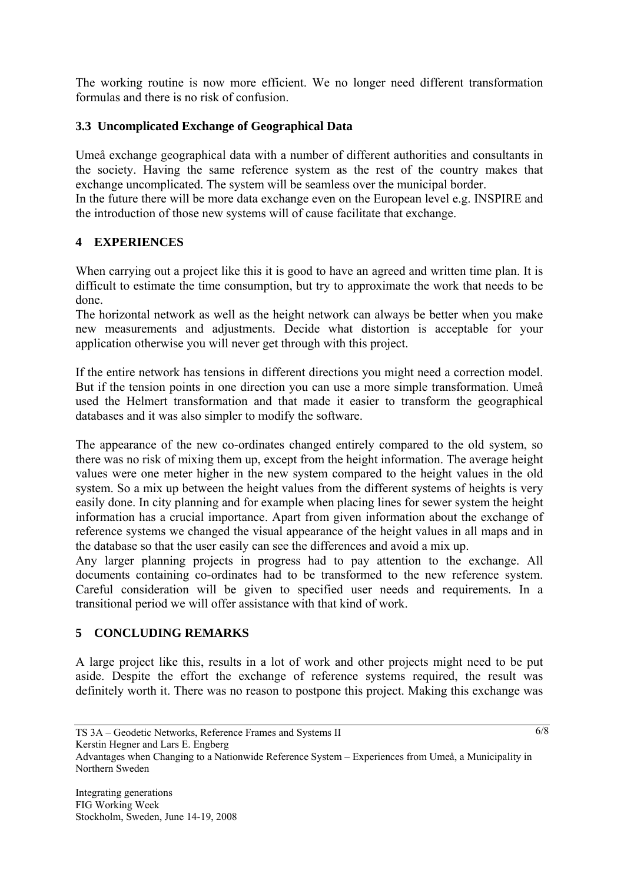The working routine is now more efficient. We no longer need different transformation formulas and there is no risk of confusion.

### 3.3 Uncomplicated Exchange of Geographical Data

Umeå exchange geographical data with a number of different authorities and consultants in the society. Having the same reference system as the rest of the country makes that exchange uncomplicated. The system will be seamless over the municipal border.
In the future there will be more data exchange even on the European level e.g. INSPIRE and the introduction of those new systems will of cause facilitate that exchange.

## 4 EXPERIENCES

When carrying out a project like this it is good to have an agreed and written time plan. It is difficult to estimate the time consumption, but try to approximate the work that needs to be done.
The horizontal network as well as the height network can always be better when you make new measurements and adjustments. Decide what distortion is acceptable for your application otherwise you will never get through with this project.

If the entire network has tensions in different directions you might need a correction model. But if the tension points in one direction you can use a more simple transformation. Umeå used the Helmert transformation and that made it easier to transform the geographical databases and it was also simpler to modify the software.

The appearance of the new co-ordinates changed entirely compared to the old system, so there was no risk of mixing them up, except from the height information. The average height values were one meter higher in the new system compared to the height values in the old system. So a mix up between the height values from the different systems of heights is very easily done. In city planning and for example when placing lines for sewer system the height information has a crucial importance. Apart from given information about the exchange of reference systems we changed the visual appearance of the height values in all maps and in the database so that the user easily can see the differences and avoid a mix up.
Any larger planning projects in progress had to pay attention to the exchange. All documents containing co-ordinates had to be transformed to the new reference system. Careful consideration will be given to specified user needs and requirements. In a transitional period we will offer assistance with that kind of work.

## 5 CONCLUDING REMARKS

A large project like this, results in a lot of work and other projects might need to be put aside. Despite the effort the exchange of reference systems required, the result was definitely worth it. There was no reason to postpone this project. Making this exchange was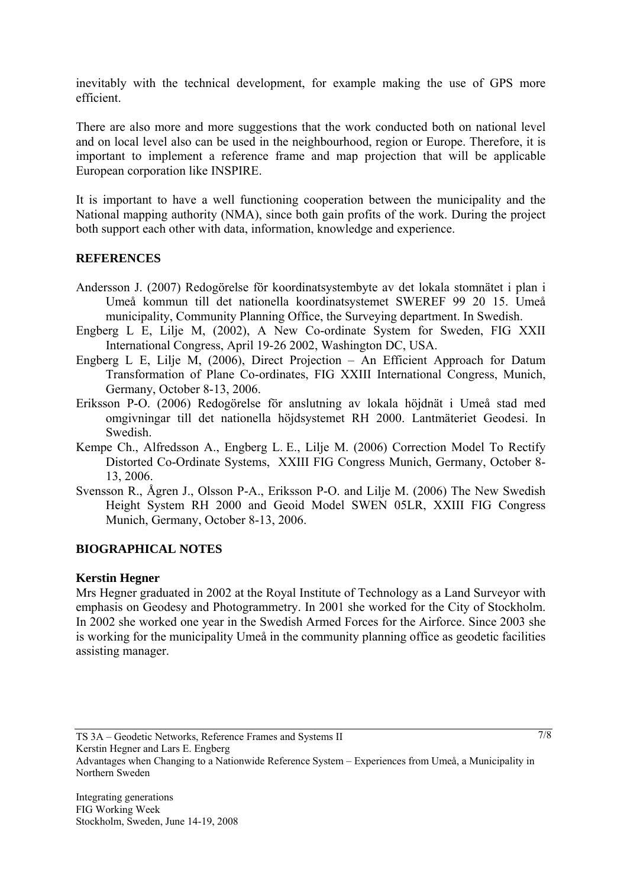inevitably with the technical development, for example making the use of GPS more efficient.

There are also more and more suggestions that the work conducted both on national level and on local level also can be used in the neighbourhood, region or Europe. Therefore, it is important to implement a reference frame and map projection that will be applicable European corporation like INSPIRE.

It is important to have a well functioning cooperation between the municipality and the National mapping authority (NMA), since both gain profits of the work. During the project both support each other with data, information, knowledge and experience.

## REFERENCES

Andersson J. (2007) Redogörelse för koordinatsystembyte av det lokala stomnätet i plan i Umeå kommun till det nationella koordinatsystemet SWEREF 99 20 15. Umeå municipality, Community Planning Office, the Surveying department. In Swedish.

Engberg L E, Lilje M, (2002), A New Co-ordinate System for Sweden, FIG XXII International Congress, April 19-26 2002, Washington DC, USA.

Engberg L E, Lilje M, (2006), Direct Projection – An Efficient Approach for Datum Transformation of Plane Co-ordinates, FIG XXIII International Congress, Munich, Germany, October 8-13, 2006.

Eriksson P-O. (2006) Redogörelse för anslutning av lokala höjdnät i Umeå stad med omgivningar till det nationella höjdsystemet RH 2000. Lantmäteriet Geodesi. In Swedish.

Kempe Ch., Alfredsson A., Engberg L. E., Lilje M. (2006) Correction Model To Rectify Distorted Co-Ordinate Systems, XXIII FIG Congress Munich, Germany, October 8-13, 2006.

Svensson R., Ågren J., Olsson P-A., Eriksson P-O. and Lilje M. (2006) The New Swedish Height System RH 2000 and Geoid Model SWEN 05LR, XXIII FIG Congress Munich, Germany, October 8-13, 2006.

## BIOGRAPHICAL NOTES

### Kerstin Hegner

Mrs Hegner graduated in 2002 at the Royal Institute of Technology as a Land Surveyor with emphasis on Geodesy and Photogrammetry. In 2001 she worked for the City of Stockholm. In 2002 she worked one year in the Swedish Armed Forces for the Airforce. Since 2003 she is working for the municipality Umeå in the community planning office as geodetic facilities assisting manager.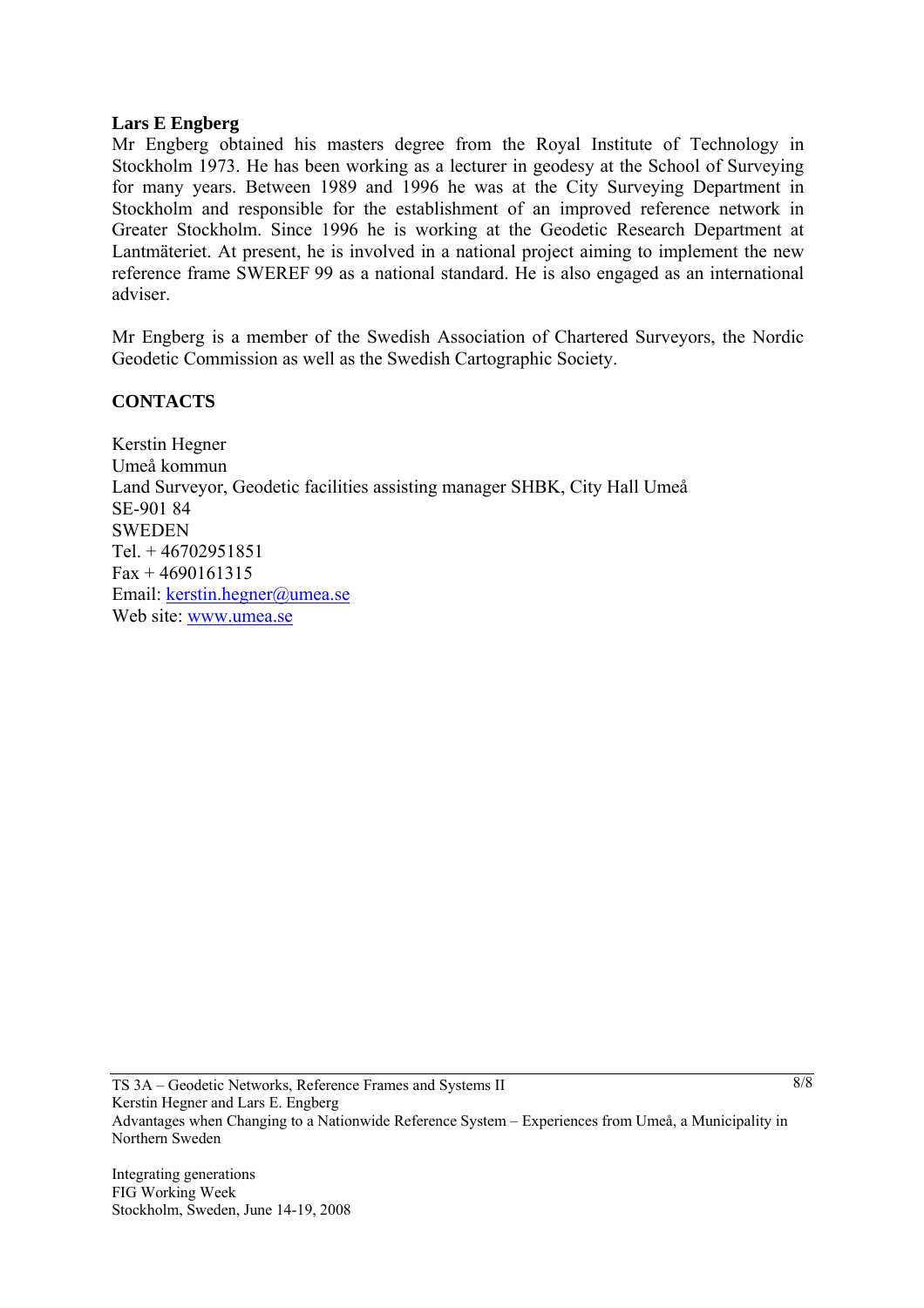**Lars E Engberg**

Mr Engberg obtained his masters degree from the Royal Institute of Technology in Stockholm 1973. He has been working as a lecturer in geodesy at the School of Surveying for many years. Between 1989 and 1996 he was at the City Surveying Department in Stockholm and responsible for the establishment of an improved reference network in Greater Stockholm. Since 1996 he is working at the Geodetic Research Department at Lantmäteriet. At present, he is involved in a national project aiming to implement the new reference frame SWEREF 99 as a national standard. He is also engaged as an international adviser.

Mr Engberg is a member of the Swedish Association of Chartered Surveyors, the Nordic Geodetic Commission as well as the Swedish Cartographic Society.

## CONTACTS

Kerstin Hegner
Umeå kommun
Land Surveyor, Geodetic facilities assisting manager SHBK, City Hall Umeå
SE-901 84
SWEDEN
Tel. + 46702951851
Fax + 4690161315
Email: kerstin.hegner@umea.se
Web site: www.umea.se